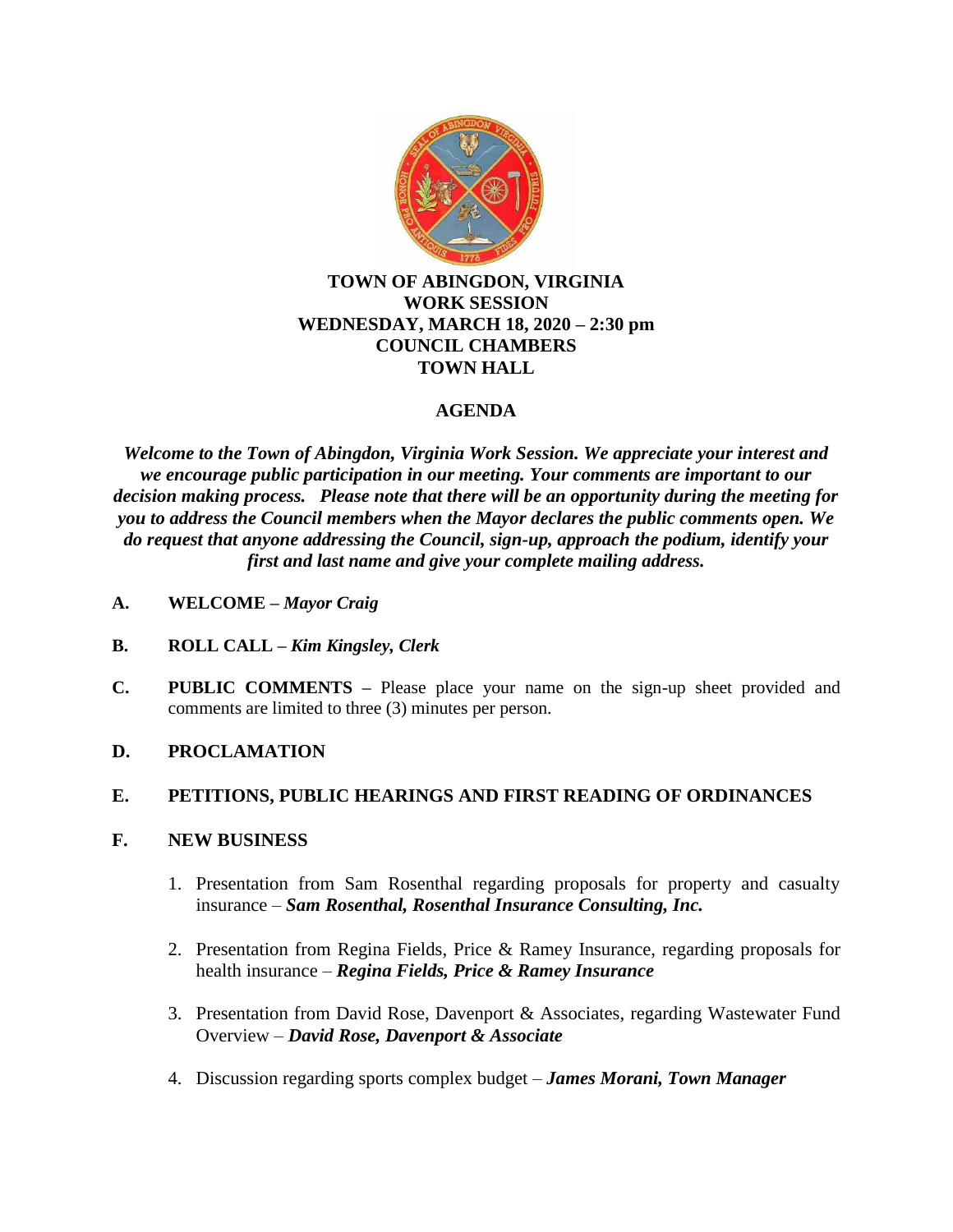# TOWN OF ABINGDON, VIRGINIA
## WORK SESSION
## WEDNESDAY, MARCH 18, 2020 – 2:30 pm
## COUNCIL CHAMBERS
## TOWN HALL

## AGENDA

***Welcome to the Town of Abingdon, Virginia Work Session. We appreciate your interest and we encourage public participation in our meeting. Your comments are important to our decision making process. Please note that there will be an opportunity during the meeting for you to address the Council members when the Mayor declares the public comments open. We do request that anyone addressing the Council, sign-up, approach the podium, identify your first and last name and give your complete mailing address.***

**A. WELCOME –** ***Mayor Craig***

**B. ROLL CALL –** ***Kim Kingsley, Clerk***

**C. PUBLIC COMMENTS –** Please place your name on the sign-up sheet provided and comments are limited to three (3) minutes per person.

**D. PROCLAMATION**

**E. PETITIONS, PUBLIC HEARINGS AND FIRST READING OF ORDINANCES**

**F. NEW BUSINESS**

1. Presentation from Sam Rosenthal regarding proposals for property and casualty insurance – ***Sam Rosenthal, Rosenthal Insurance Consulting, Inc.***

2. Presentation from Regina Fields, Price & Ramey Insurance, regarding proposals for health insurance – ***Regina Fields, Price & Ramey Insurance***

3. Presentation from David Rose, Davenport & Associates, regarding Wastewater Fund Overview – ***David Rose, Davenport & Associate***

4. Discussion regarding sports complex budget – ***James Morani, Town Manager***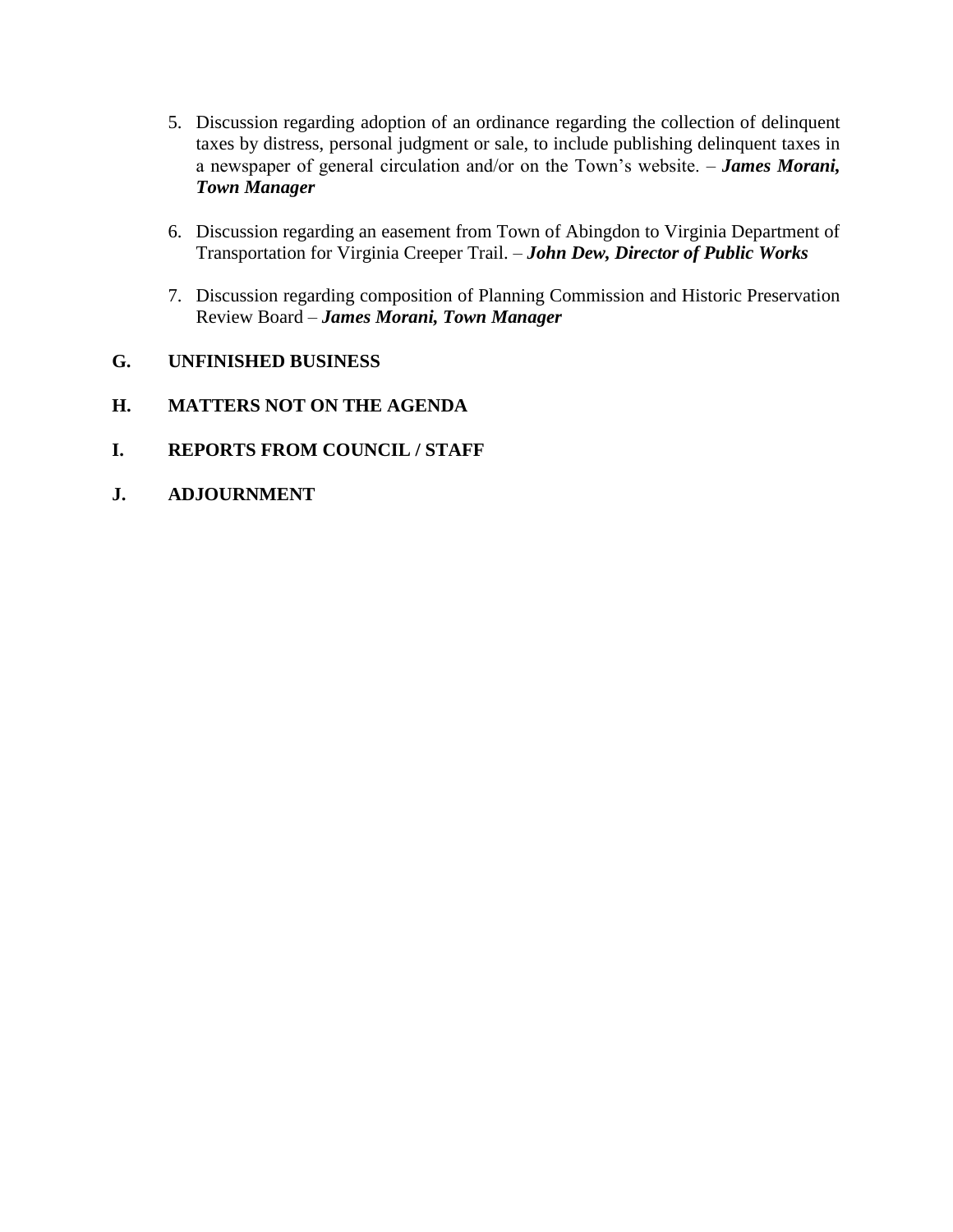5. Discussion regarding adoption of an ordinance regarding the collection of delinquent taxes by distress, personal judgment or sale, to include publishing delinquent taxes in a newspaper of general circulation and/or on the Town's website. – ***James Morani, Town Manager***

6. Discussion regarding an easement from Town of Abingdon to Virginia Department of Transportation for Virginia Creeper Trail. – ***John Dew, Director of Public Works***

7. Discussion regarding composition of Planning Commission and Historic Preservation Review Board – ***James Morani, Town Manager***

**G. UNFINISHED BUSINESS**

**H. MATTERS NOT ON THE AGENDA**

**I. REPORTS FROM COUNCIL / STAFF**

**J. ADJOURNMENT**